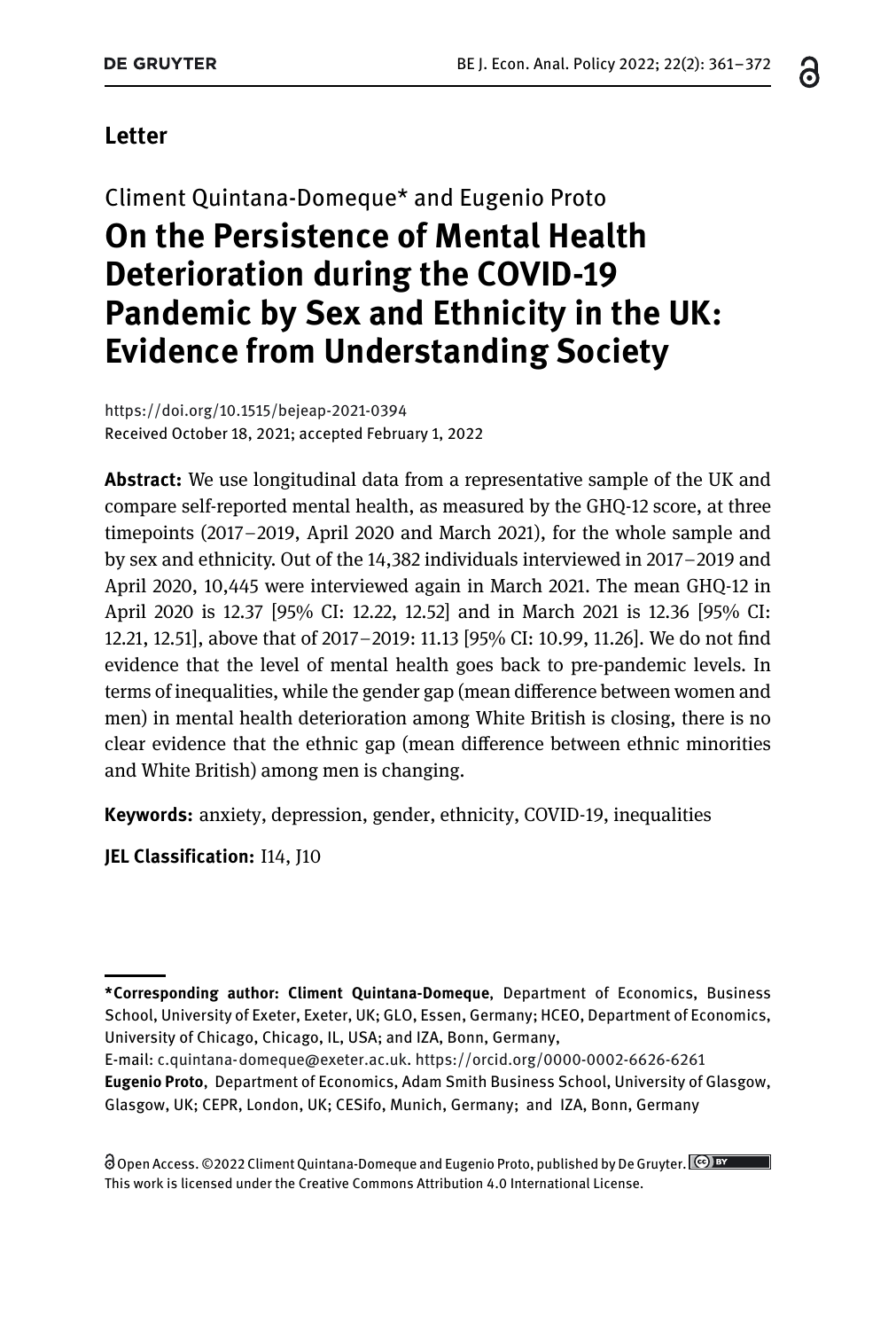**Letter**

Climent Quintana-Domeque* and Eugenio Proto

# On the Persistence of Mental Health Deterioration during the COVID-19 Pandemic by Sex and Ethnicity in the UK: Evidence from Understanding Society

https://doi.org/10.1515/bejeap-2021-0394
Received October 18, 2021; accepted February 1, 2022

**Abstract:** We use longitudinal data from a representative sample of the UK and compare self-reported mental health, as measured by the GHQ-12 score, at three timepoints (2017–2019, April 2020 and March 2021), for the whole sample and by sex and ethnicity. Out of the 14,382 individuals interviewed in 2017–2019 and April 2020, 10,445 were interviewed again in March 2021. The mean GHQ-12 in April 2020 is 12.37 [95% CI: 12.22, 12.52] and in March 2021 is 12.36 [95% CI: 12.21, 12.51], above that of 2017–2019: 11.13 [95% CI: 10.99, 11.26]. We do not find evidence that the level of mental health goes back to pre-pandemic levels. In terms of inequalities, while the gender gap (mean difference between women and men) in mental health deterioration among White British is closing, there is no clear evidence that the ethnic gap (mean difference between ethnic minorities and White British) among men is changing.

**Keywords:** anxiety, depression, gender, ethnicity, COVID-19, inequalities

**JEL Classification:** I14, J10

---

***Corresponding author: Climent Quintana-Domeque**, Department of Economics, Business School, University of Exeter, Exeter, UK; GLO, Essen, Germany; HCEO, Department of Economics, University of Chicago, Chicago, IL, USA; and IZA, Bonn, Germany,
E-mail: c.quintana-domeque@exeter.ac.uk. https://orcid.org/0000-0002-6626-6261
**Eugenio Proto**, Department of Economics, Adam Smith Business School, University of Glasgow, Glasgow, UK; CEPR, London, UK; CESifo, Munich, Germany; and IZA, Bonn, Germany

Open Access. ©2022 Climent Quintana-Domeque and Eugenio Proto, published by De Gruyter. This work is licensed under the Creative Commons Attribution 4.0 International License.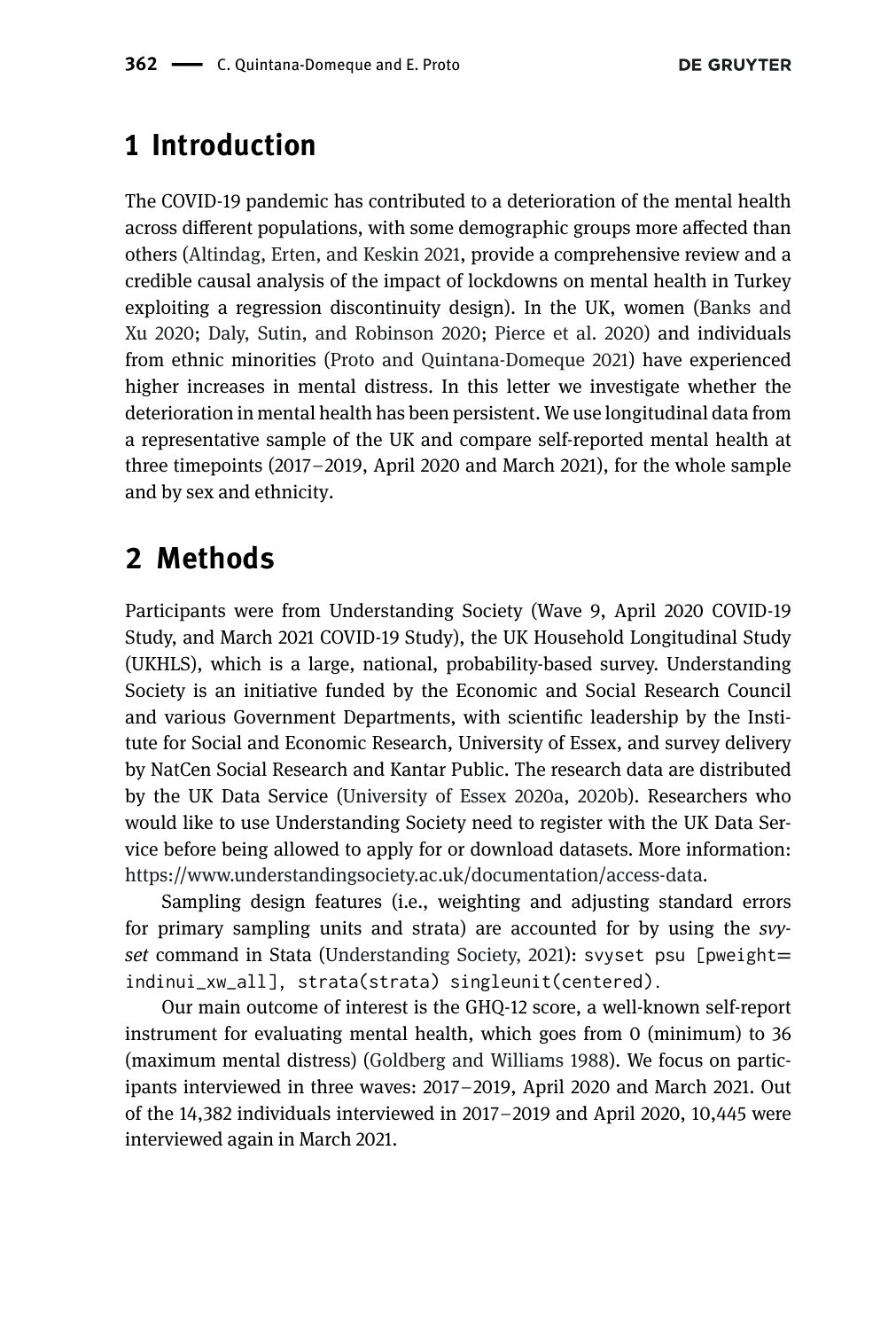# 1 Introduction

The COVID-19 pandemic has contributed to a deterioration of the mental health across different populations, with some demographic groups more affected than others (Altindag, Erten, and Keskin 2021, provide a comprehensive review and a credible causal analysis of the impact of lockdowns on mental health in Turkey exploiting a regression discontinuity design). In the UK, women (Banks and Xu 2020; Daly, Sutin, and Robinson 2020; Pierce et al. 2020) and individuals from ethnic minorities (Proto and Quintana-Domeque 2021) have experienced higher increases in mental distress. In this letter we investigate whether the deterioration in mental health has been persistent. We use longitudinal data from a representative sample of the UK and compare self-reported mental health at three timepoints (2017–2019, April 2020 and March 2021), for the whole sample and by sex and ethnicity.

# 2 Methods

Participants were from Understanding Society (Wave 9, April 2020 COVID-19 Study, and March 2021 COVID-19 Study), the UK Household Longitudinal Study (UKHLS), which is a large, national, probability-based survey. Understanding Society is an initiative funded by the Economic and Social Research Council and various Government Departments, with scientific leadership by the Institute for Social and Economic Research, University of Essex, and survey delivery by NatCen Social Research and Kantar Public. The research data are distributed by the UK Data Service (University of Essex 2020a, 2020b). Researchers who would like to use Understanding Society need to register with the UK Data Service before being allowed to apply for or download datasets. More information: https://www.understandingsociety.ac.uk/documentation/access-data.

Sampling design features (i.e., weighting and adjusting standard errors for primary sampling units and strata) are accounted for by using the *svyset* command in Stata (Understanding Society, 2021): `svyset psu [pweight=indinui_xw_all], strata(strata) singleunit(centered)`.

Our main outcome of interest is the GHQ-12 score, a well-known self-report instrument for evaluating mental health, which goes from 0 (minimum) to 36 (maximum mental distress) (Goldberg and Williams 1988). We focus on participants interviewed in three waves: 2017–2019, April 2020 and March 2021. Out of the 14,382 individuals interviewed in 2017–2019 and April 2020, 10,445 were interviewed again in March 2021.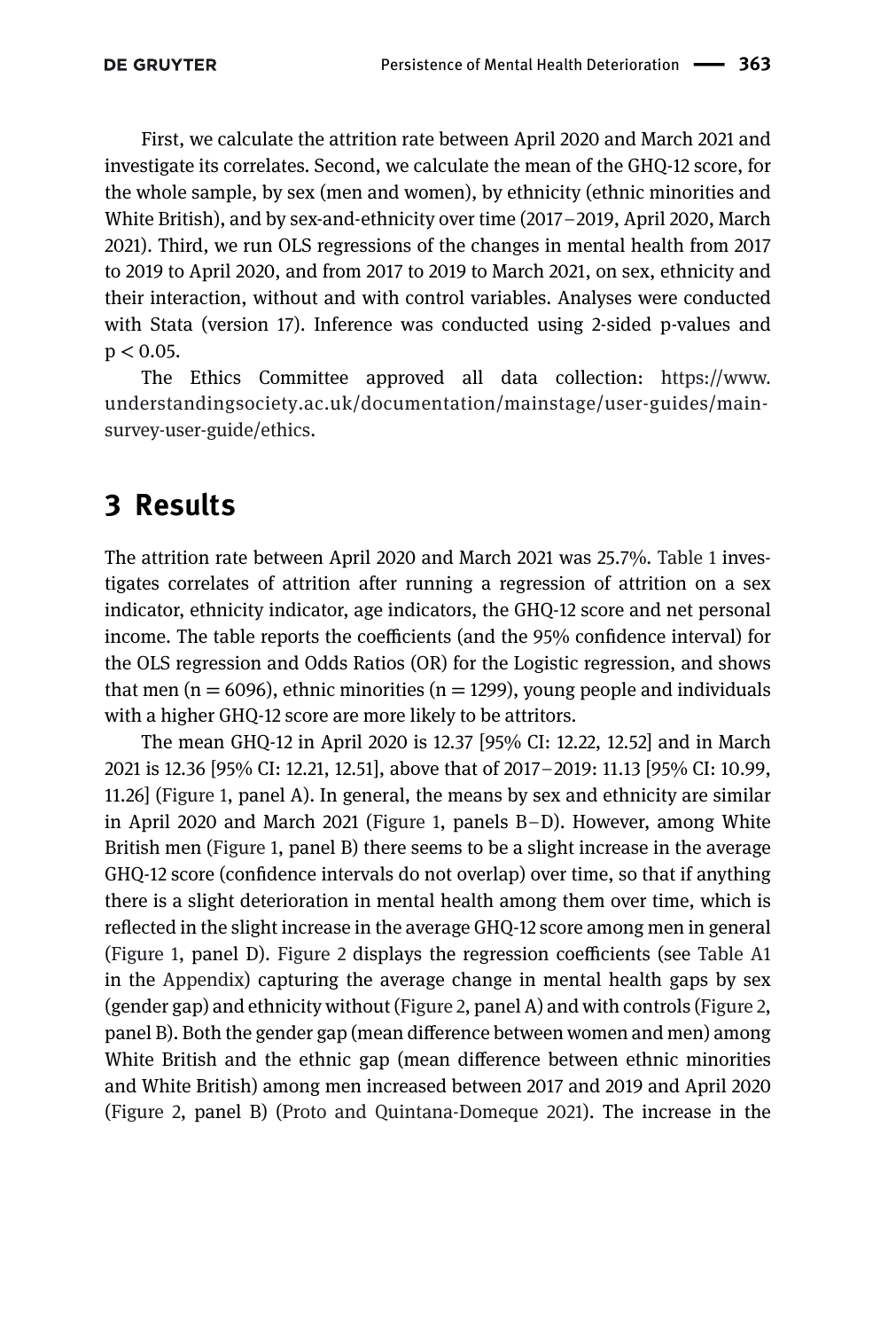First, we calculate the attrition rate between April 2020 and March 2021 and investigate its correlates. Second, we calculate the mean of the GHQ-12 score, for the whole sample, by sex (men and women), by ethnicity (ethnic minorities and White British), and by sex-and-ethnicity over time (2017–2019, April 2020, March 2021). Third, we run OLS regressions of the changes in mental health from 2017 to 2019 to April 2020, and from 2017 to 2019 to March 2021, on sex, ethnicity and their interaction, without and with control variables. Analyses were conducted with Stata (version 17). Inference was conducted using 2-sided p-values and $p < 0.05$.

The Ethics Committee approved all data collection: https://www.understandingsociety.ac.uk/documentation/mainstage/user-guides/main-survey-user-guide/ethics.

# 3 Results

The attrition rate between April 2020 and March 2021 was 25.7%. Table 1 investigates correlates of attrition after running a regression of attrition on a sex indicator, ethnicity indicator, age indicators, the GHQ-12 score and net personal income. The table reports the coefficients (and the 95% confidence interval) for the OLS regression and Odds Ratios (OR) for the Logistic regression, and shows that men ($n = 6096$), ethnic minorities ($n = 1299$), young people and individuals with a higher GHQ-12 score are more likely to be attritors.

The mean GHQ-12 in April 2020 is 12.37 [95% CI: 12.22, 12.52] and in March 2021 is 12.36 [95% CI: 12.21, 12.51], above that of 2017–2019: 11.13 [95% CI: 10.99, 11.26] (Figure 1, panel A). In general, the means by sex and ethnicity are similar in April 2020 and March 2021 (Figure 1, panels B–D). However, among White British men (Figure 1, panel B) there seems to be a slight increase in the average GHQ-12 score (confidence intervals do not overlap) over time, so that if anything there is a slight deterioration in mental health among them over time, which is reflected in the slight increase in the average GHQ-12 score among men in general (Figure 1, panel D). Figure 2 displays the regression coefficients (see Table A1 in the Appendix) capturing the average change in mental health gaps by sex (gender gap) and ethnicity without (Figure 2, panel A) and with controls (Figure 2, panel B). Both the gender gap (mean difference between women and men) among White British and the ethnic gap (mean difference between ethnic minorities and White British) among men increased between 2017 and 2019 and April 2020 (Figure 2, panel B) (Proto and Quintana-Domeque 2021). The increase in the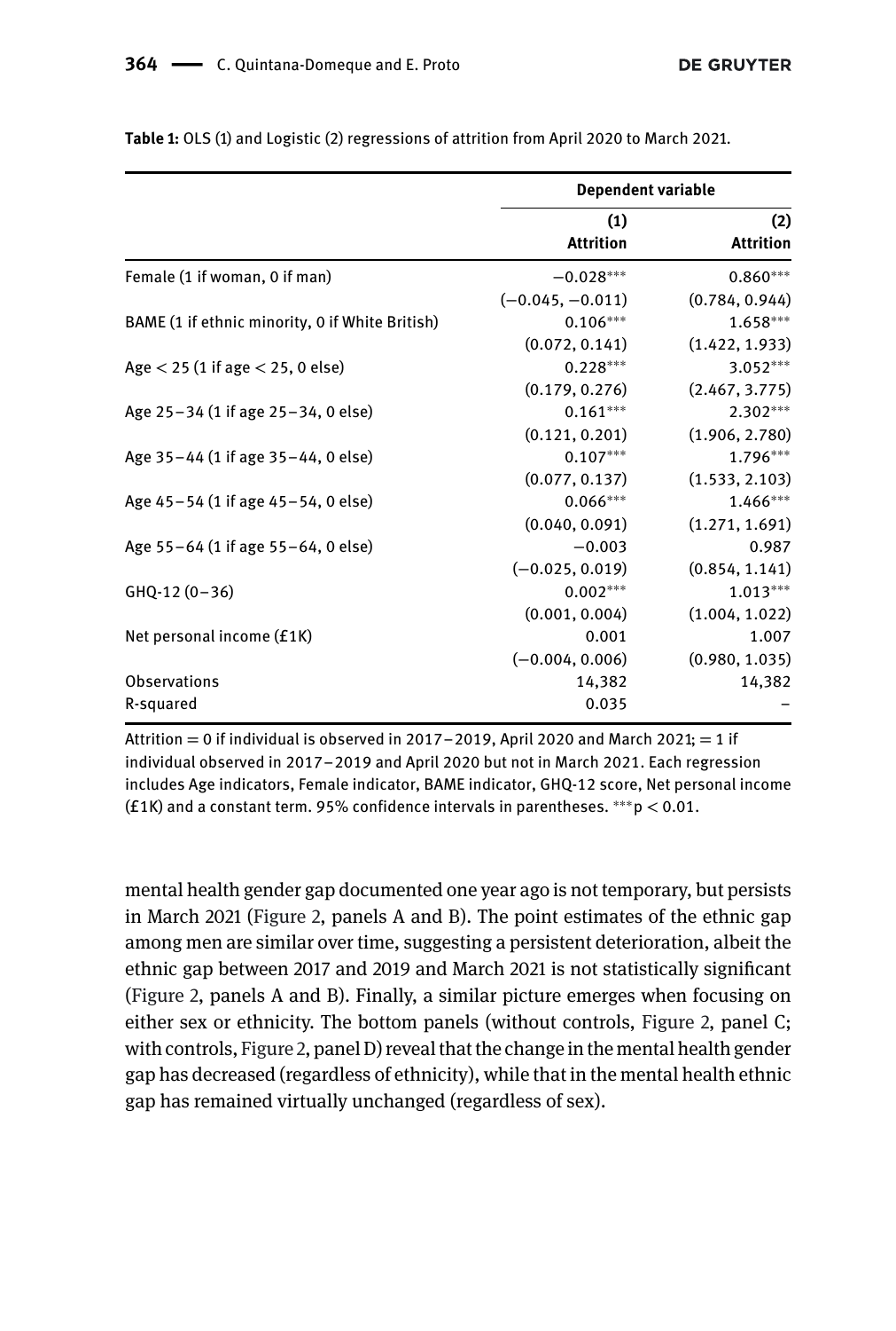**Table 1:** OLS (1) and Logistic (2) regressions of attrition from April 2020 to March 2021.

| | Dependent variable | |
|---|---|---|
| | (1) Attrition | (2) Attrition |
| Female (1 if woman, 0 if man) | −0.028*** | 0.860*** |
| | (−0.045, −0.011) | (0.784, 0.944) |
| BAME (1 if ethnic minority, 0 if White British) | 0.106*** | 1.658*** |
| | (0.072, 0.141) | (1.422, 1.933) |
| Age < 25 (1 if age < 25, 0 else) | 0.228*** | 3.052*** |
| | (0.179, 0.276) | (2.467, 3.775) |
| Age 25–34 (1 if age 25–34, 0 else) | 0.161*** | 2.302*** |
| | (0.121, 0.201) | (1.906, 2.780) |
| Age 35–44 (1 if age 35–44, 0 else) | 0.107*** | 1.796*** |
| | (0.077, 0.137) | (1.533, 2.103) |
| Age 45–54 (1 if age 45–54, 0 else) | 0.066*** | 1.466*** |
| | (0.040, 0.091) | (1.271, 1.691) |
| Age 55–64 (1 if age 55–64, 0 else) | −0.003 | 0.987 |
| | (−0.025, 0.019) | (0.854, 1.141) |
| GHQ-12 (0–36) | 0.002*** | 1.013*** |
| | (0.001, 0.004) | (1.004, 1.022) |
| Net personal income (£1K) | 0.001 | 1.007 |
| | (−0.004, 0.006) | (0.980, 1.035) |
| Observations | 14,382 | 14,382 |
| R-squared | 0.035 | – |

Attrition = 0 if individual is observed in 2017–2019, April 2020 and March 2021; = 1 if individual observed in 2017–2019 and April 2020 but not in March 2021. Each regression includes Age indicators, Female indicator, BAME indicator, GHQ-12 score, Net personal income (£1K) and a constant term. 95% confidence intervals in parentheses. ***$p < 0.01$.

mental health gender gap documented one year ago is not temporary, but persists in March 2021 (Figure 2, panels A and B). The point estimates of the ethnic gap among men are similar over time, suggesting a persistent deterioration, albeit the ethnic gap between 2017 and 2019 and March 2021 is not statistically significant (Figure 2, panels A and B). Finally, a similar picture emerges when focusing on either sex or ethnicity. The bottom panels (without controls, Figure 2, panel C; with controls, Figure 2, panel D) reveal that the change in the mental health gender gap has decreased (regardless of ethnicity), while that in the mental health ethnic gap has remained virtually unchanged (regardless of sex).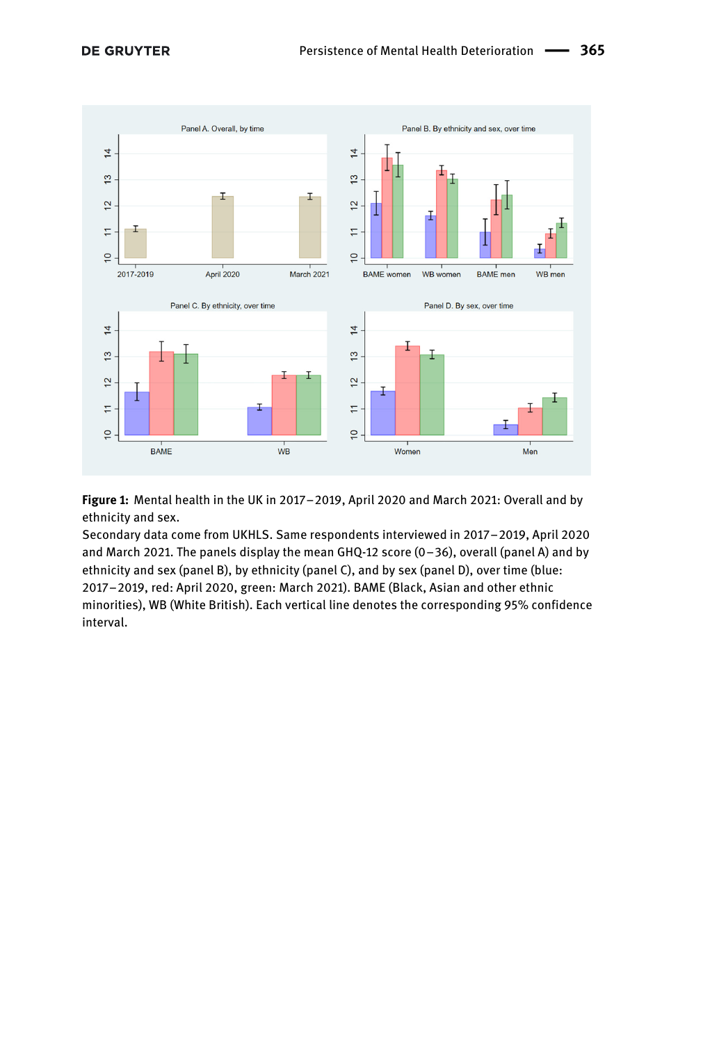**Figure 1:** Mental health in the UK in 2017–2019, April 2020 and March 2021: Overall and by ethnicity and sex.

Secondary data come from UKHLS. Same respondents interviewed in 2017–2019, April 2020 and March 2021. The panels display the mean GHQ-12 score (0–36), overall (panel A) and by ethnicity and sex (panel B), by ethnicity (panel C), and by sex (panel D), over time (blue: 2017–2019, red: April 2020, green: March 2021). BAME (Black, Asian and other ethnic minorities), WB (White British). Each vertical line denotes the corresponding 95% confidence interval.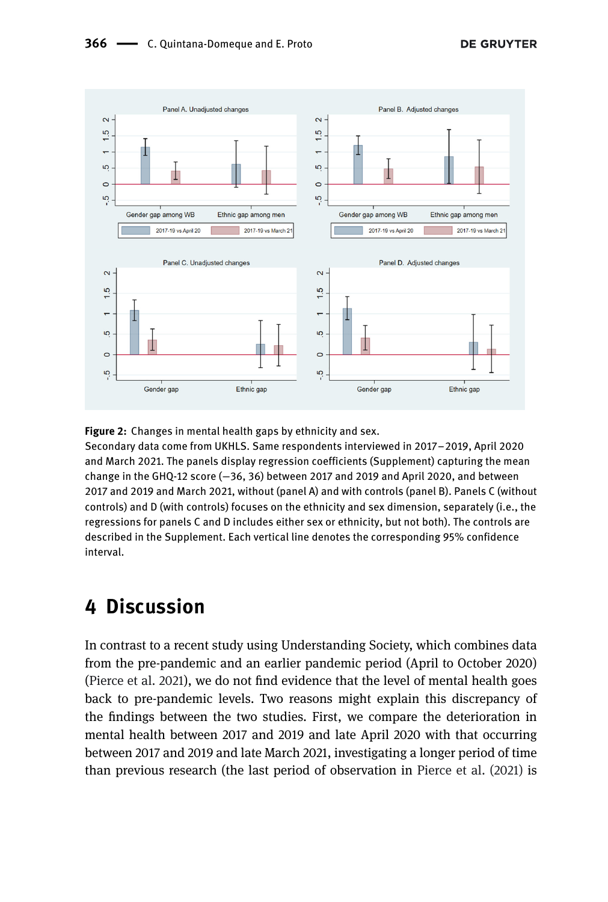**Figure 2:** Changes in mental health gaps by ethnicity and sex.
Secondary data come from UKHLS. Same respondents interviewed in 2017–2019, April 2020 and March 2021. The panels display regression coefficients (Supplement) capturing the mean change in the GHQ-12 score (−36, 36) between 2017 and 2019 and April 2020, and between 2017 and 2019 and March 2021, without (panel A) and with controls (panel B). Panels C (without controls) and D (with controls) focuses on the ethnicity and sex dimension, separately (i.e., the regressions for panels C and D includes either sex or ethnicity, but not both). The controls are described in the Supplement. Each vertical line denotes the corresponding 95% confidence interval.

# 4 Discussion

In contrast to a recent study using Understanding Society, which combines data from the pre-pandemic and an earlier pandemic period (April to October 2020) (Pierce et al. 2021), we do not find evidence that the level of mental health goes back to pre-pandemic levels. Two reasons might explain this discrepancy of the findings between the two studies. First, we compare the deterioration in mental health between 2017 and 2019 and late April 2020 with that occurring between 2017 and 2019 and late March 2021, investigating a longer period of time than previous research (the last period of observation in Pierce et al. (2021) is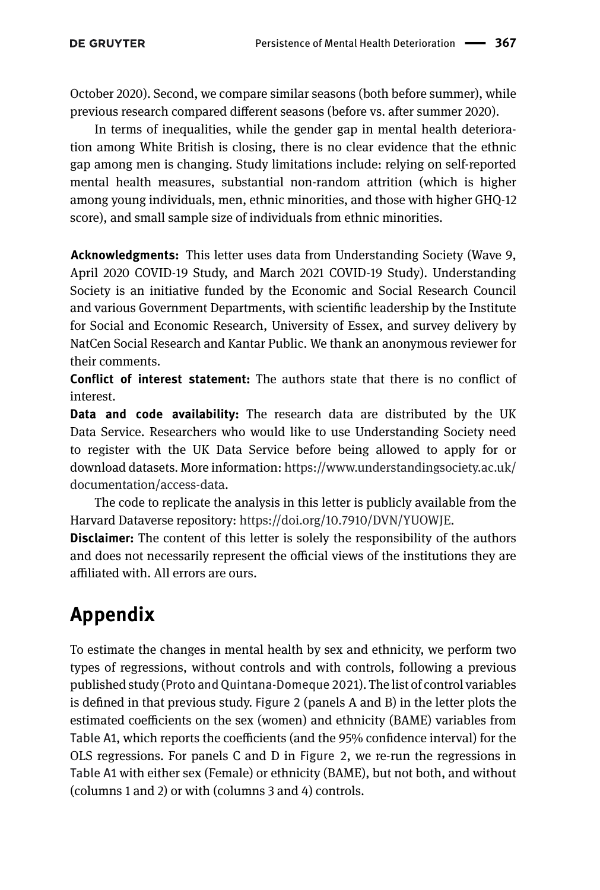October 2020). Second, we compare similar seasons (both before summer), while previous research compared different seasons (before vs. after summer 2020).

In terms of inequalities, while the gender gap in mental health deterioration among White British is closing, there is no clear evidence that the ethnic gap among men is changing. Study limitations include: relying on self-reported mental health measures, substantial non-random attrition (which is higher among young individuals, men, ethnic minorities, and those with higher GHQ-12 score), and small sample size of individuals from ethnic minorities.

**Acknowledgments:** This letter uses data from Understanding Society (Wave 9, April 2020 COVID-19 Study, and March 2021 COVID-19 Study). Understanding Society is an initiative funded by the Economic and Social Research Council and various Government Departments, with scientific leadership by the Institute for Social and Economic Research, University of Essex, and survey delivery by NatCen Social Research and Kantar Public. We thank an anonymous reviewer for their comments.

**Conflict of interest statement:** The authors state that there is no conflict of interest.

**Data and code availability:** The research data are distributed by the UK Data Service. Researchers who would like to use Understanding Society need to register with the UK Data Service before being allowed to apply for or download datasets. More information: https://www.understandingsociety.ac.uk/documentation/access-data.

The code to replicate the analysis in this letter is publicly available from the Harvard Dataverse repository: https://doi.org/10.7910/DVN/YUOWJE.

**Disclaimer:** The content of this letter is solely the responsibility of the authors and does not necessarily represent the official views of the institutions they are affiliated with. All errors are ours.

# Appendix

To estimate the changes in mental health by sex and ethnicity, we perform two types of regressions, without controls and with controls, following a previous published study (Proto and Quintana-Domeque 2021). The list of control variables is defined in that previous study. Figure 2 (panels A and B) in the letter plots the estimated coefficients on the sex (women) and ethnicity (BAME) variables from Table A1, which reports the coefficients (and the 95% confidence interval) for the OLS regressions. For panels C and D in Figure 2, we re-run the regressions in Table A1 with either sex (Female) or ethnicity (BAME), but not both, and without (columns 1 and 2) or with (columns 3 and 4) controls.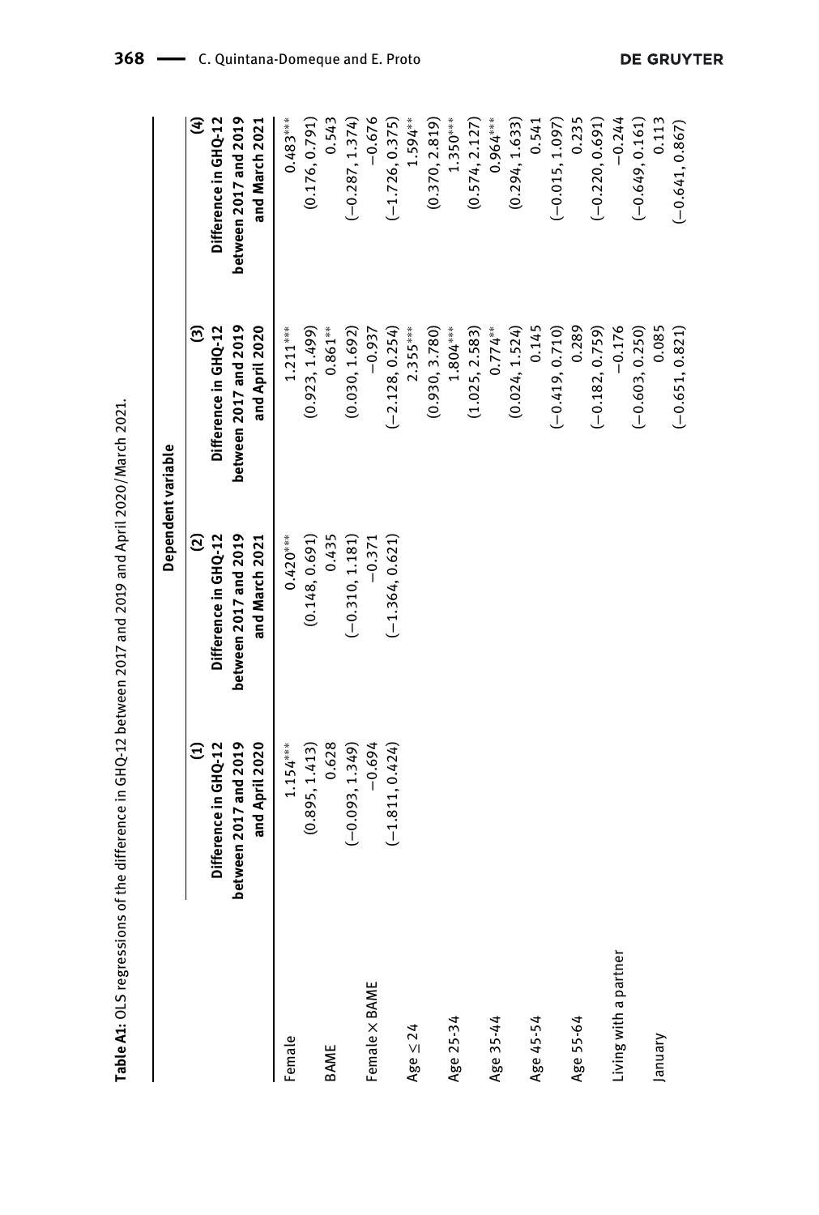**Table A1:** OLS regressions of the difference in GHQ-12 between 2017 and 2019 and April 2020/March 2021.

| | Dependent variable | | | |
|---|---|---|---|---|
| | (1) Difference in GHQ-12 between 2017 and 2019 and April 2020 | (2) Difference in GHQ-12 between 2017 and 2019 and March 2021 | (3) Difference in GHQ-12 between 2017 and 2019 and April 2020 | (4) Difference in GHQ-12 between 2017 and 2019 and March 2021 |
| Female | 1.154*** | 0.420*** | 1.211*** | 0.483*** |
| | (0.895, 1.413) | (0.148, 0.691) | (0.923, 1.499) | (0.176, 0.791) |
| BAME | 0.628 | 0.435 | 0.861** | 0.543 |
| | (−0.093, 1.349) | (−0.310, 1.181) | (0.030, 1.692) | (−0.287, 1.374) |
| Female × BAME | −0.694 | −0.371 | −0.937 | −0.676 |
| | (−1.811, 0.424) | (−1.364, 0.621) | (−2.128, 0.254) | (−1.726, 0.375) |
| Age ≤ 24 | | | 2.355*** | 1.594** |
| | | | (0.930, 3.780) | (0.370, 2.819) |
| Age 25-34 | | | 1.804*** | 1.350*** |
| | | | (1.025, 2.583) | (0.574, 2.127) |
| Age 35-44 | | | 0.774** | 0.964*** |
| | | | (0.024, 1.524) | (0.294, 1.633) |
| Age 45-54 | | | 0.145 | 0.541 |
| | | | (−0.419, 0.710) | (−0.015, 1.097) |
| Age 55-64 | | | 0.289 | 0.235 |
| | | | (−0.182, 0.759) | (−0.220, 0.691) |
| Living with a partner | | | −0.176 | −0.244 |
| | | | (−0.603, 0.250) | (−0.649, 0.161) |
| January | | | 0.085 | 0.113 |
| | | | (−0.651, 0.821) | (−0.641, 0.867) |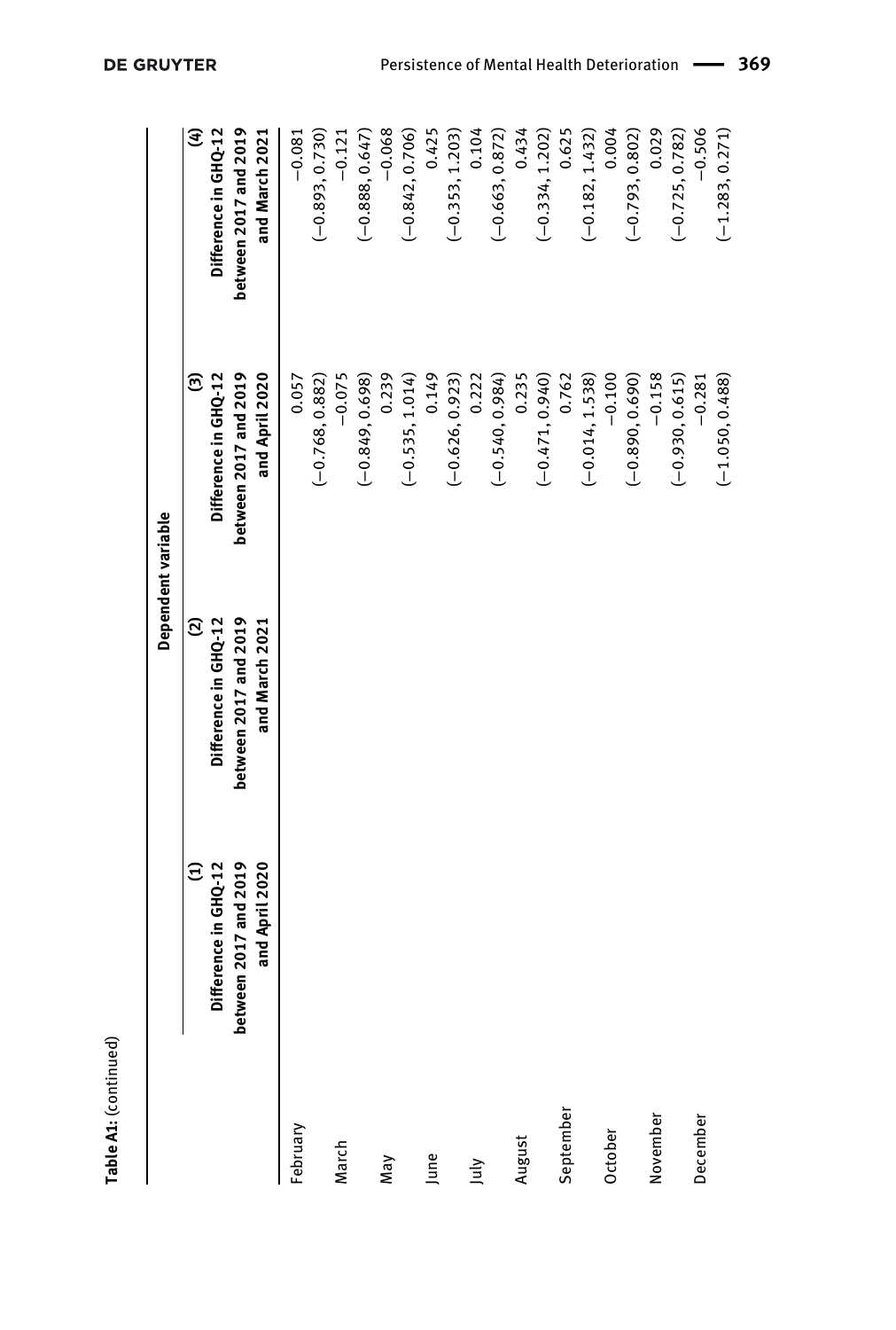**Table A1:** (continued)

| | Dependent variable | | | |
|---|---|---|---|---|
| | (1) Difference in GHQ-12 between 2017 and 2019 and April 2020 | (2) Difference in GHQ-12 between 2017 and 2019 and March 2021 | (3) Difference in GHQ-12 between 2017 and 2019 and April 2020 | (4) Difference in GHQ-12 between 2017 and 2019 and March 2021 |
| February | | | 0.057 | −0.081 |
| | | | (−0.768, 0.882) | (−0.893, 0.730) |
| March | | | −0.075 | −0.121 |
| | | | (−0.849, 0.698) | (−0.888, 0.647) |
| May | | | 0.239 | −0.068 |
| | | | (−0.535, 1.014) | (−0.842, 0.706) |
| June | | | 0.149 | 0.425 |
| | | | (−0.626, 0.923) | (−0.353, 1.203) |
| July | | | 0.222 | 0.104 |
| | | | (−0.540, 0.984) | (−0.663, 0.872) |
| August | | | 0.235 | 0.434 |
| | | | (−0.471, 0.940) | (−0.334, 1.202) |
| September | | | 0.762 | 0.625 |
| | | | (−0.014, 1.538) | (−0.182, 1.432) |
| October | | | −0.100 | 0.004 |
| | | | (−0.890, 0.690) | (−0.793, 0.802) |
| November | | | −0.158 | 0.029 |
| | | | (−0.930, 0.615) | (−0.725, 0.782) |
| December | | | −0.281 | −0.506 |
| | | | (−1.050, 0.488) | (−1.283, 0.271) |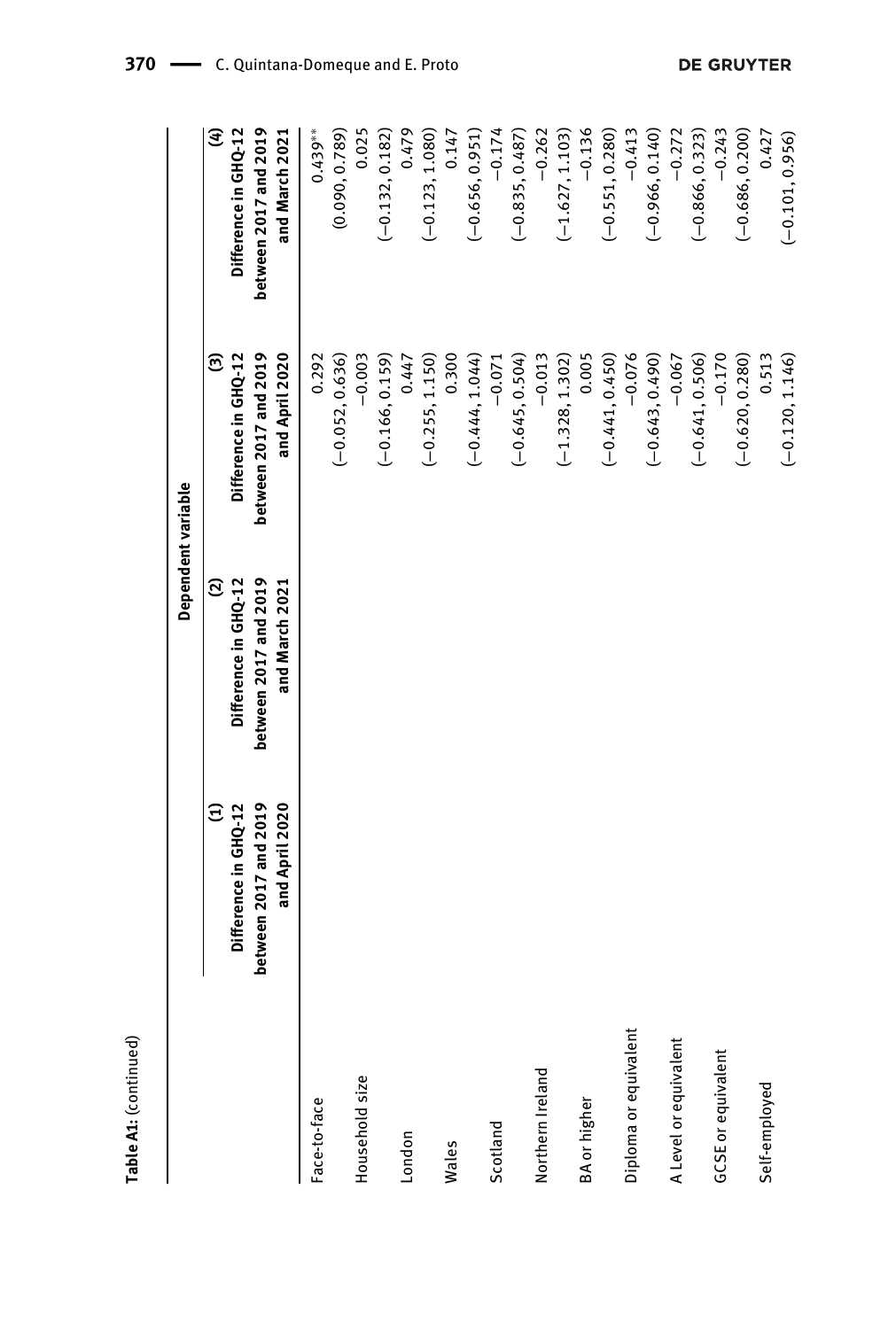**Table A1:** (continued)

| | Dependent variable | | | |
|---|---|---|---|---|
| | (1) Difference in GHQ-12 between 2017 and 2019 and April 2020 | (2) Difference in GHQ-12 between 2017 and 2019 and March 2021 | (3) Difference in GHQ-12 between 2017 and 2019 and April 2020 | (4) Difference in GHQ-12 between 2017 and 2019 and March 2021 |
| Face-to-face | | | 0.292 | 0.439** |
| | | | (−0.052, 0.636) | (0.090, 0.789) |
| Household size | | | −0.003 | 0.025 |
| | | | (−0.166, 0.159) | (−0.132, 0.182) |
| London | | | 0.447 | 0.479 |
| | | | (−0.255, 1.150) | (−0.123, 1.080) |
| Wales | | | 0.300 | 0.147 |
| | | | (−0.444, 1.044) | (−0.656, 0.951) |
| Scotland | | | −0.071 | −0.174 |
| | | | (−0.645, 0.504) | (−0.835, 0.487) |
| Northern Ireland | | | −0.013 | −0.262 |
| | | | (−1.328, 1.302) | (−1.627, 1.103) |
| BA or higher | | | 0.005 | −0.136 |
| | | | (−0.441, 0.450) | (−0.551, 0.280) |
| Diploma or equivalent | | | −0.076 | −0.413 |
| | | | (−0.643, 0.490) | (−0.966, 0.140) |
| A Level or equivalent | | | −0.067 | −0.272 |
| | | | (−0.641, 0.506) | (−0.866, 0.323) |
| GCSE or equivalent | | | −0.170 | −0.243 |
| | | | (−0.620, 0.280) | (−0.686, 0.200) |
| Self-employed | | | 0.513 | 0.427 |
| | | | (−0.120, 1.146) | (−0.101, 0.956) |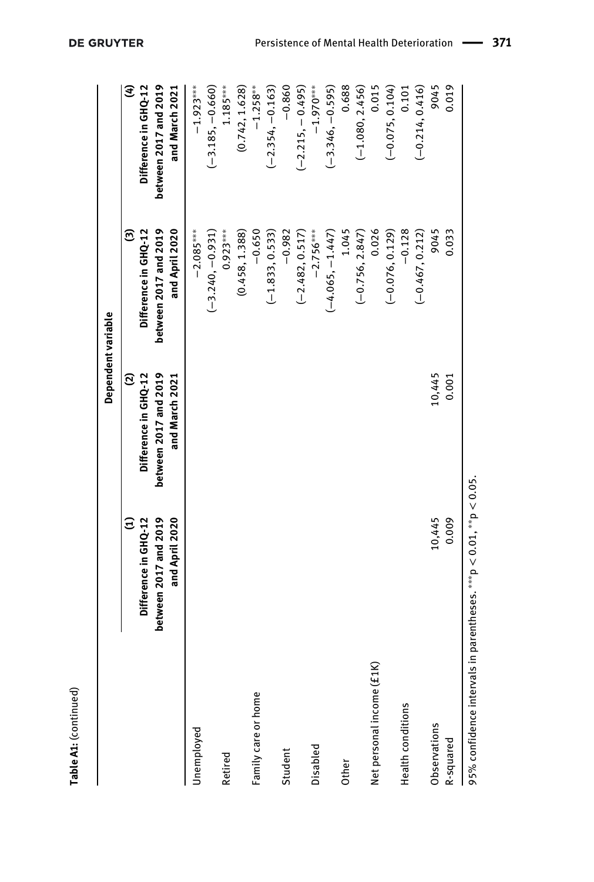**Table A1:** (continued)

| | Dependent variable | | | |
|---|---|---|---|---|
| | (1) Difference in GHQ-12 between 2017 and 2019 and April 2020 | (2) Difference in GHQ-12 between 2017 and 2019 and March 2021 | (3) Difference in GHQ-12 between 2017 and 2019 and April 2020 | (4) Difference in GHQ-12 between 2017 and 2019 and March 2021 |
| Unemployed | | | −2.085*** | −1.923*** |
| | | | (−3.240, −0.931) | (−3.185, −0.660) |
| Retired | | | 0.923*** | 1.185*** |
| | | | (0.458, 1.388) | (0.742, 1.628) |
| Family care or home | | | −0.650 | −1.258** |
| | | | (−1.833, 0.533) | (−2.354, −0.163) |
| Student | | | −0.982 | −0.860 |
| | | | (−2.482, 0.517) | (−2.215, − 0.495) |
| Disabled | | | −2.756*** | −1.970*** |
| | | | (−4.065, −1.447) | (−3.346, −0.595) |
| Other | | | 1.045 | 0.688 |
| | | | (−0.756, 2.847) | (−1.080, 2.456) |
| Net personal income (£1K) | | | 0.026 | 0.015 |
| | | | (−0.076, 0.129) | (−0.075, 0.104) |
| Health conditions | | | −0.128 | 0.101 |
| | | | (−0.467, 0.212) | (−0.214, 0.416) |
| Observations | 10,445 | 10,445 | 9045 | 9045 |
| R-squared | 0.009 | 0.001 | 0.033 | 0.019 |

95% confidence intervals in parentheses. ***p < 0.01, **p < 0.05.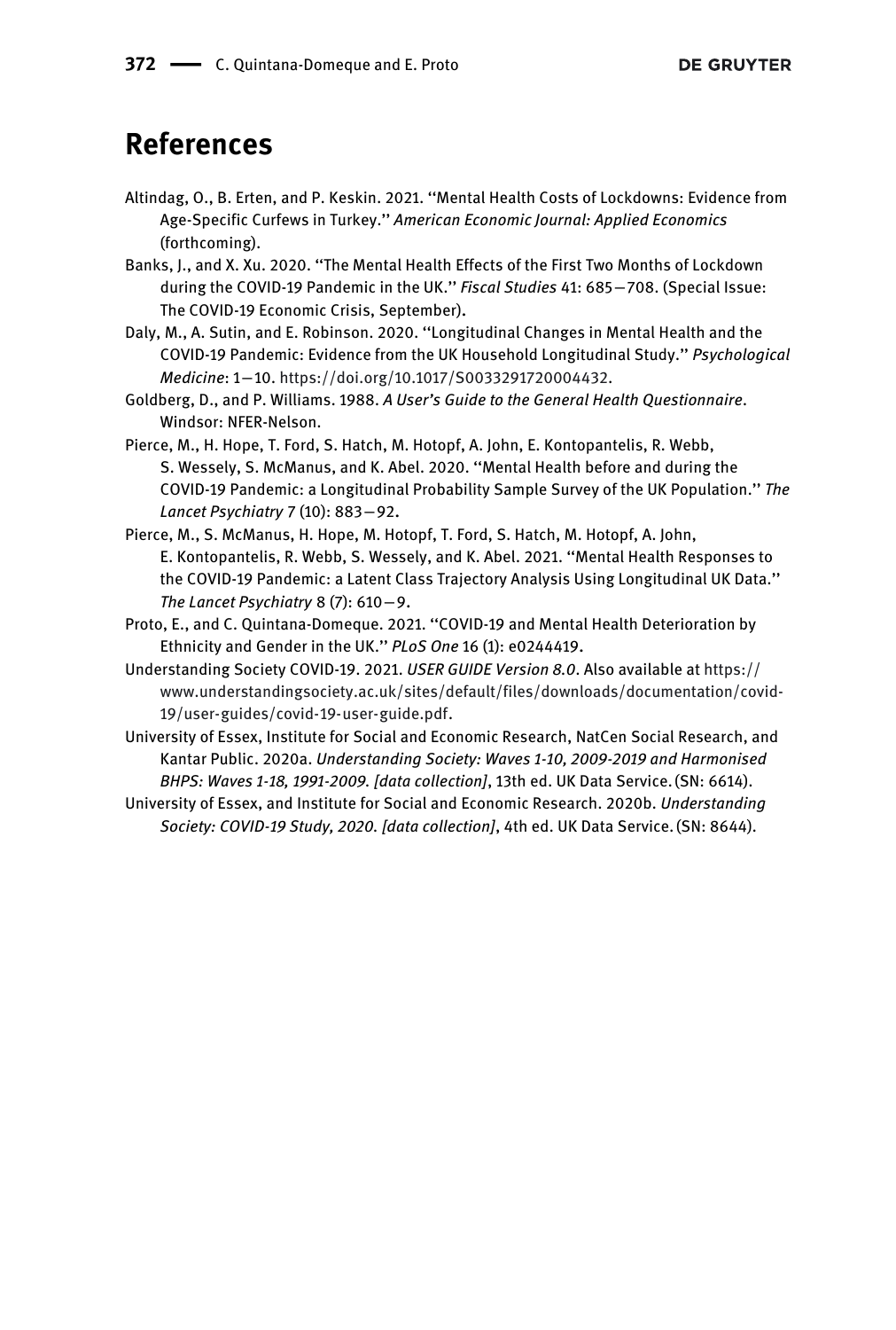# References

Altindag, O., B. Erten, and P. Keskin. 2021. "Mental Health Costs of Lockdowns: Evidence from Age-Specific Curfews in Turkey." *American Economic Journal: Applied Economics* (forthcoming).

Banks, J., and X. Xu. 2020. "The Mental Health Effects of the First Two Months of Lockdown during the COVID-19 Pandemic in the UK." *Fiscal Studies* 41: 685–708. (Special Issue: The COVID-19 Economic Crisis, September).

Daly, M., A. Sutin, and E. Robinson. 2020. "Longitudinal Changes in Mental Health and the COVID-19 Pandemic: Evidence from the UK Household Longitudinal Study." *Psychological Medicine*: 1–10. https://doi.org/10.1017/S0033291720004432.

Goldberg, D., and P. Williams. 1988. *A User's Guide to the General Health Questionnaire*. Windsor: NFER-Nelson.

Pierce, M., H. Hope, T. Ford, S. Hatch, M. Hotopf, A. John, E. Kontopantelis, R. Webb, S. Wessely, S. McManus, and K. Abel. 2020. "Mental Health before and during the COVID-19 Pandemic: a Longitudinal Probability Sample Survey of the UK Population." *The Lancet Psychiatry* 7 (10): 883–92.

Pierce, M., S. McManus, H. Hope, M. Hotopf, T. Ford, S. Hatch, M. Hotopf, A. John, E. Kontopantelis, R. Webb, S. Wessely, and K. Abel. 2021. "Mental Health Responses to the COVID-19 Pandemic: a Latent Class Trajectory Analysis Using Longitudinal UK Data." *The Lancet Psychiatry* 8 (7): 610–9.

Proto, E., and C. Quintana-Domeque. 2021. "COVID-19 and Mental Health Deterioration by Ethnicity and Gender in the UK." *PLoS One* 16 (1): e0244419.

Understanding Society COVID-19. 2021. *USER GUIDE Version 8.0*. Also available at https://www.understandingsociety.ac.uk/sites/default/files/downloads/documentation/covid-19/user-guides/covid-19-user-guide.pdf.

University of Essex, Institute for Social and Economic Research, NatCen Social Research, and Kantar Public. 2020a. *Understanding Society: Waves 1-10, 2009-2019 and Harmonised BHPS: Waves 1-18, 1991-2009. [data collection]*, 13th ed. UK Data Service. (SN: 6614).

University of Essex, and Institute for Social and Economic Research. 2020b. *Understanding Society: COVID-19 Study, 2020. [data collection]*, 4th ed. UK Data Service. (SN: 8644).